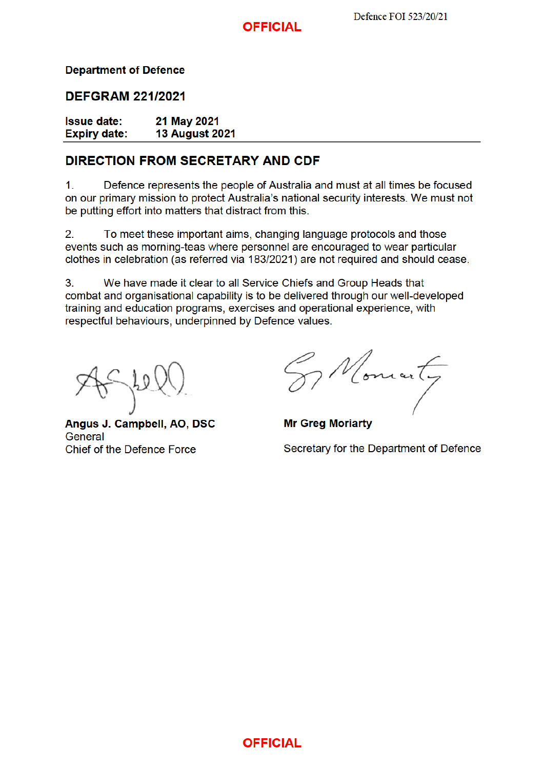Defence FOI 523/20/21

**OFFICIAL**

**Department of Defence**

## DEFGRAM 221/2021

**Issue date:** 21 May 2021
**Expiry date:** 13 August 2021

## DIRECTION FROM SECRETARY AND CDF

1. Defence represents the people of Australia and must at all times be focused on our primary mission to protect Australia's national security interests. We must not be putting effort into matters that distract from this.

2. To meet these important aims, changing language protocols and those events such as morning-teas where personnel are encouraged to wear particular clothes in celebration (as referred via 183/2021) are not required and should cease.

3. We have made it clear to all Service Chiefs and Group Heads that combat and organisational capability is to be delivered through our well-developed training and education programs, exercises and operational experience, with respectful behaviours, underpinned by Defence values.

**Angus J. Campbell, AO, DSC**
General
Chief of the Defence Force

**Mr Greg Moriarty**

Secretary for the Department of Defence

**OFFICIAL**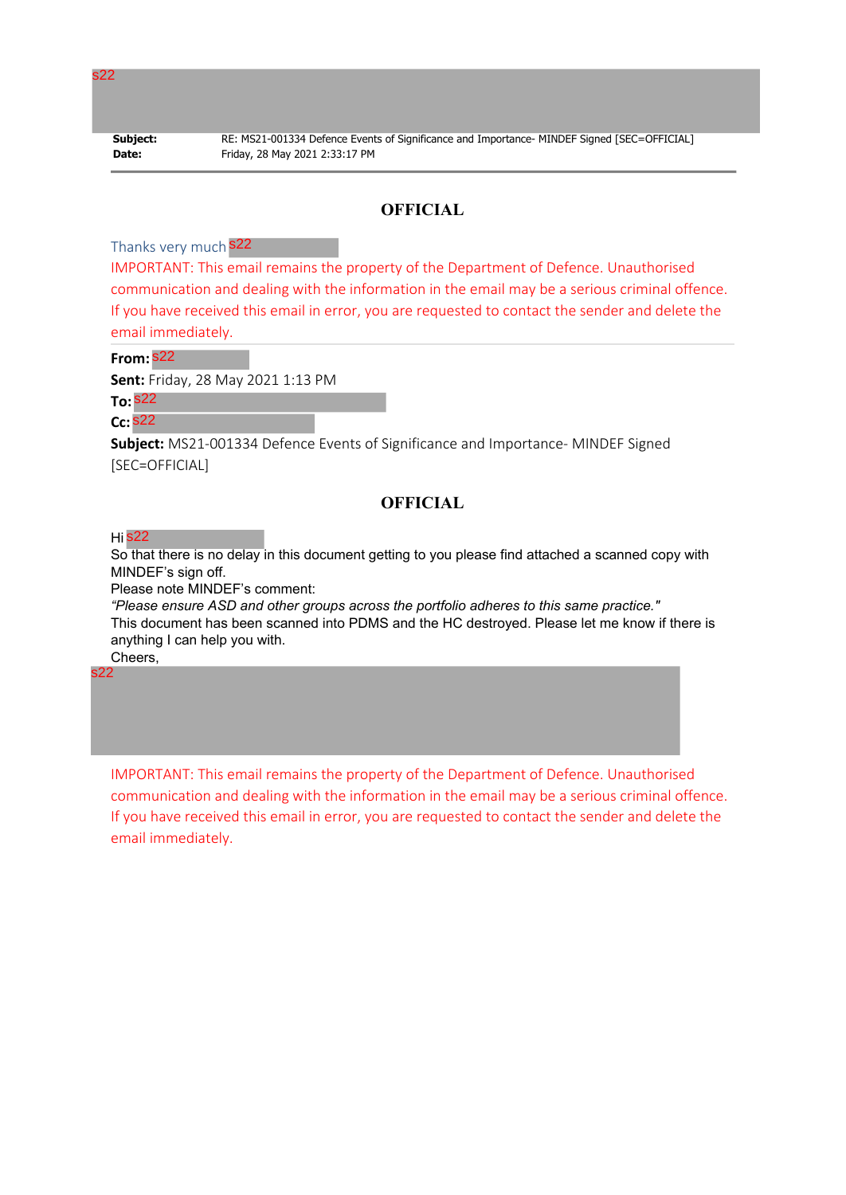s22

**Subject:** RE: MS21-001334 Defence Events of Significance and Importance- MINDEF Signed [SEC=OFFICIAL]
**Date:** Friday, 28 May 2021 2:33:17 PM

---

**OFFICIAL**

Thanks very much s22

IMPORTANT: This email remains the property of the Department of Defence. Unauthorised communication and dealing with the information in the email may be a serious criminal offence. If you have received this email in error, you are requested to contact the sender and delete the email immediately.

---

**From:** s22
**Sent:** Friday, 28 May 2021 1:13 PM
**To:** s22
**Cc:** s22
**Subject:** MS21-001334 Defence Events of Significance and Importance- MINDEF Signed [SEC=OFFICIAL]

**OFFICIAL**

Hi s22

So that there is no delay in this document getting to you please find attached a scanned copy with MINDEF's sign off.

Please note MINDEF's comment:

*"Please ensure ASD and other groups across the portfolio adheres to this same practice."*

This document has been scanned into PDMS and the HC destroyed. Please let me know if there is anything I can help you with.

Cheers,

s22

IMPORTANT: This email remains the property of the Department of Defence. Unauthorised communication and dealing with the information in the email may be a serious criminal offence. If you have received this email in error, you are requested to contact the sender and delete the email immediately.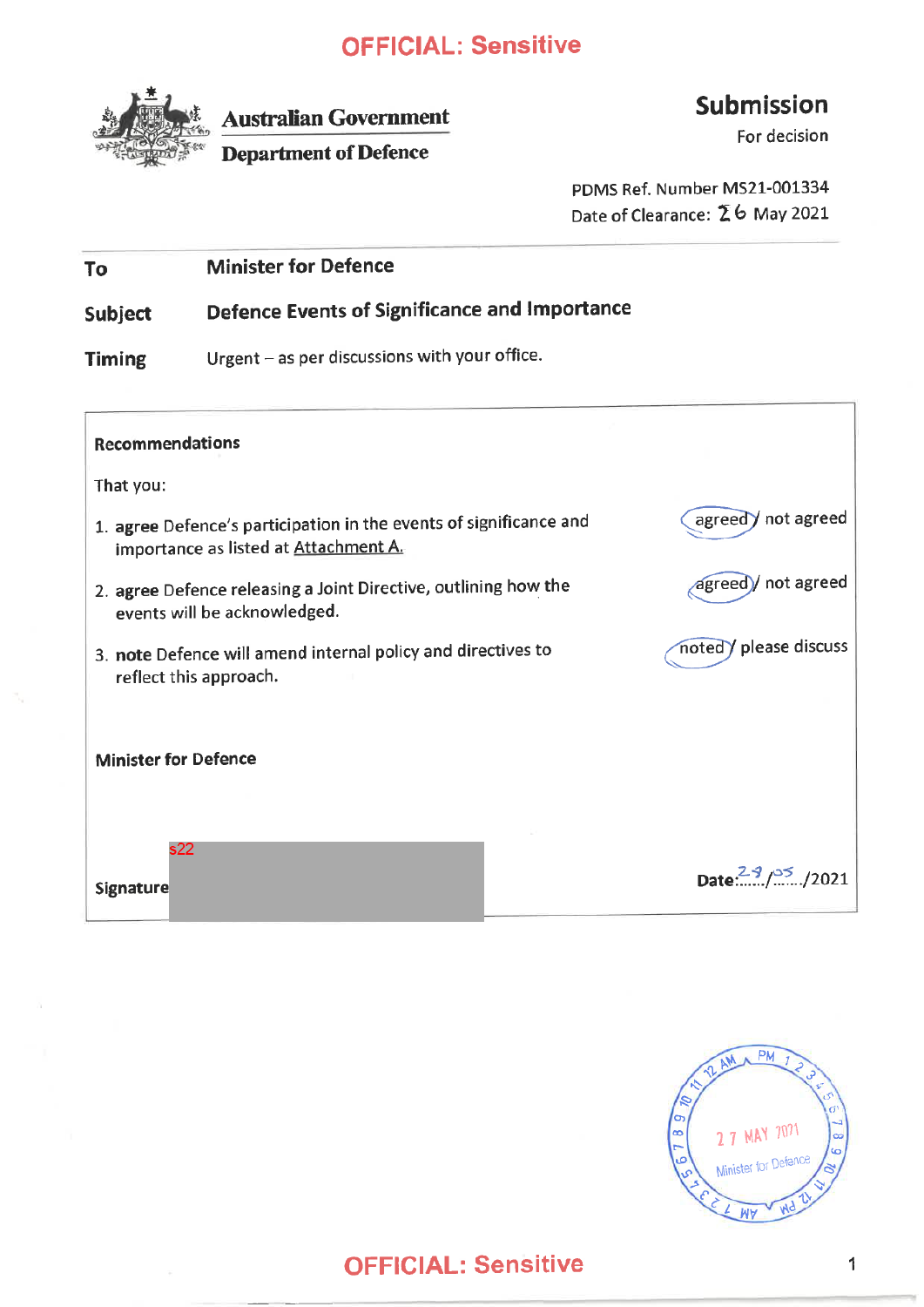OFFICIAL: Sensitive

Australian Government
Department of Defence

# Submission

For decision

PDMS Ref. Number MS21-001334
Date of Clearance: 26 May 2021

| | |
|---|---|
| **To** | **Minister for Defence** |
| **Subject** | **Defence Events of Significance and Importance** |
| **Timing** | Urgent – as per discussions with your office. |

**Recommendations**

That you:

1. **agree** Defence's participation in the events of significance and importance as listed at Attachment A. — agreed / not agreed
2. **agree** Defence releasing a Joint Directive, outlining how the events will be acknowledged. — agreed / not agreed
3. **note** Defence will amend internal policy and directives to reflect this approach. — noted / please discuss

**Minister for Defence**

s22

**Signature**

Date: 29/05/2021

27 MAY 2021
Minister for Defence

OFFICIAL: Sensitive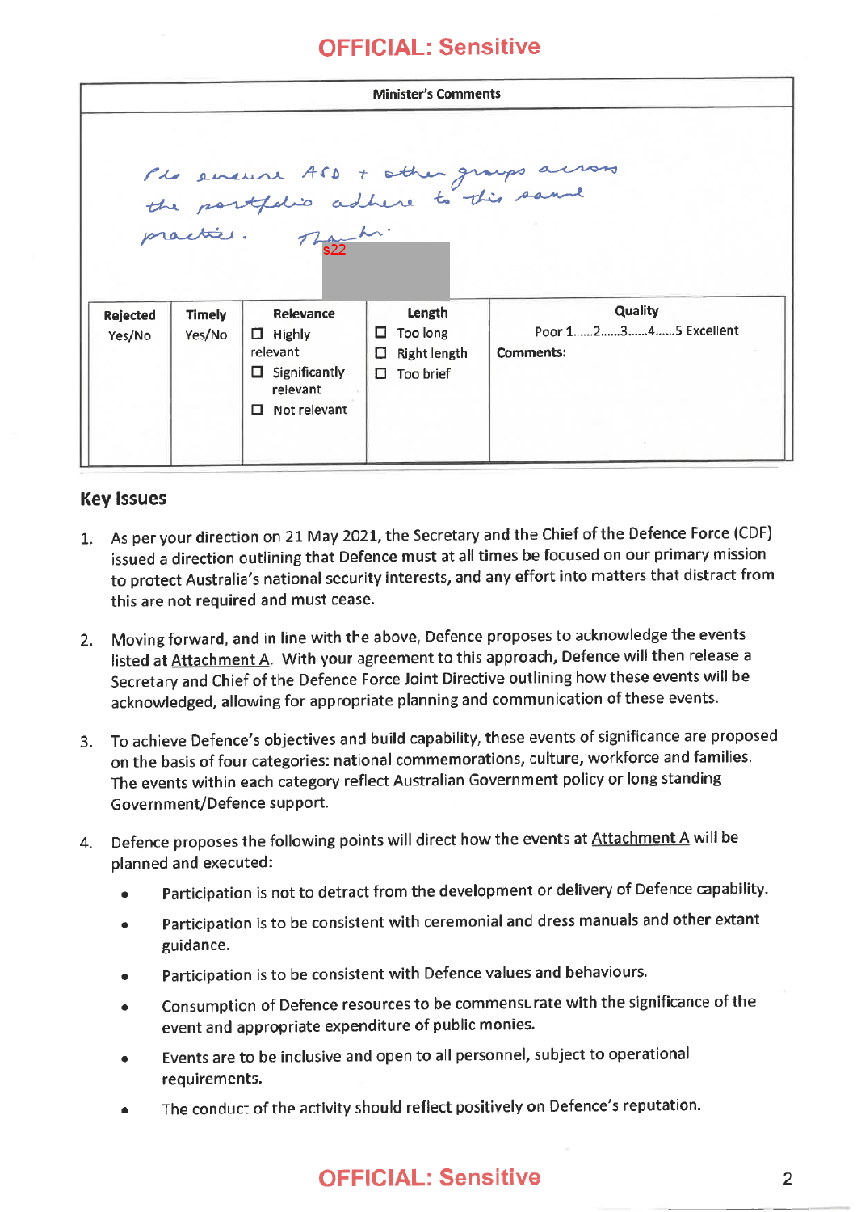OFFICIAL: Sensitive

| Minister's Comments | | | | |
|---|---|---|---|---|
| Pls ensure ASD + other groups across the portfolio adhere to this same practice. Thanks. s22 | | | | |
| **Rejected** Yes/No | **Timely** Yes/No | **Relevance** ☐ Highly relevant ☐ Significantly relevant ☐ Not relevant | **Length** ☐ Too long ☐ Right length ☐ Too brief | **Quality** Poor 1......2......3......4......5 Excellent **Comments:** |

## Key Issues

1. As per your direction on 21 May 2021, the Secretary and the Chief of the Defence Force (CDF) issued a direction outlining that Defence must at all times be focused on our primary mission to protect Australia's national security interests, and any effort into matters that distract from this are not required and must cease.

2. Moving forward, and in line with the above, Defence proposes to acknowledge the events listed at Attachment A. With your agreement to this approach, Defence will then release a Secretary and Chief of the Defence Force Joint Directive outlining how these events will be acknowledged, allowing for appropriate planning and communication of these events.

3. To achieve Defence's objectives and build capability, these events of significance are proposed on the basis of four categories: national commemorations, culture, workforce and families. The events within each category reflect Australian Government policy or long standing Government/Defence support.

4. Defence proposes the following points will direct how the events at Attachment A will be planned and executed:

   - Participation is not to detract from the development or delivery of Defence capability.
   - Participation is to be consistent with ceremonial and dress manuals and other extant guidance.
   - Participation is to be consistent with Defence values and behaviours.
   - Consumption of Defence resources to be commensurate with the significance of the event and appropriate expenditure of public monies.
   - Events are to be inclusive and open to all personnel, subject to operational requirements.
   - The conduct of the activity should reflect positively on Defence's reputation.

OFFICIAL: Sensitive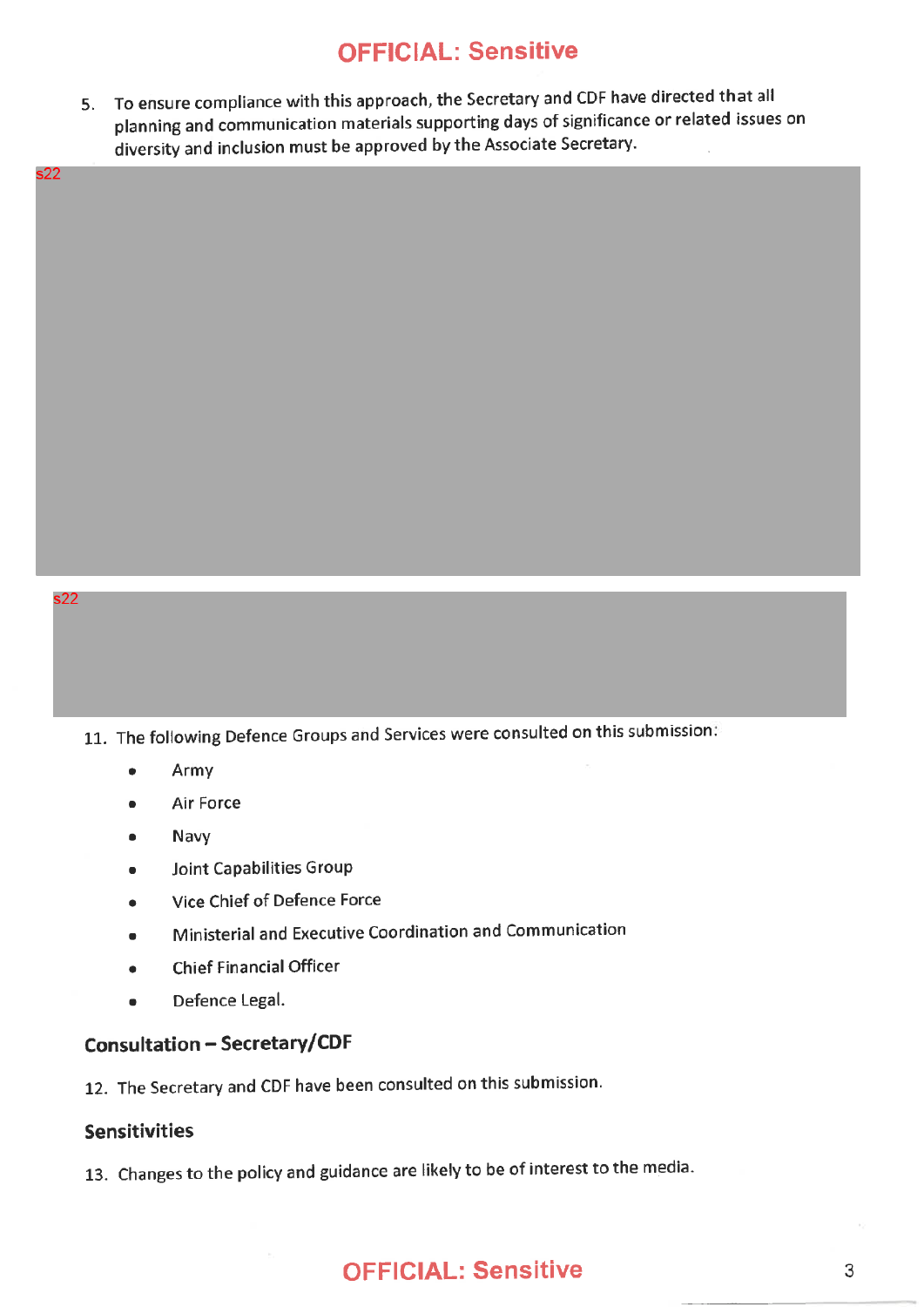5. To ensure compliance with this approach, the Secretary and CDF have directed that all planning and communication materials supporting days of significance or related issues on diversity and inclusion must be approved by the Associate Secretary.

s22

s22

11. The following Defence Groups and Services were consulted on this submission:

- Army
- Air Force
- Navy
- Joint Capabilities Group
- Vice Chief of Defence Force
- Ministerial and Executive Coordination and Communication
- Chief Financial Officer
- Defence Legal.

### Consultation – Secretary/CDF

12. The Secretary and CDF have been consulted on this submission.

### Sensitivities

13. Changes to the policy and guidance are likely to be of interest to the media.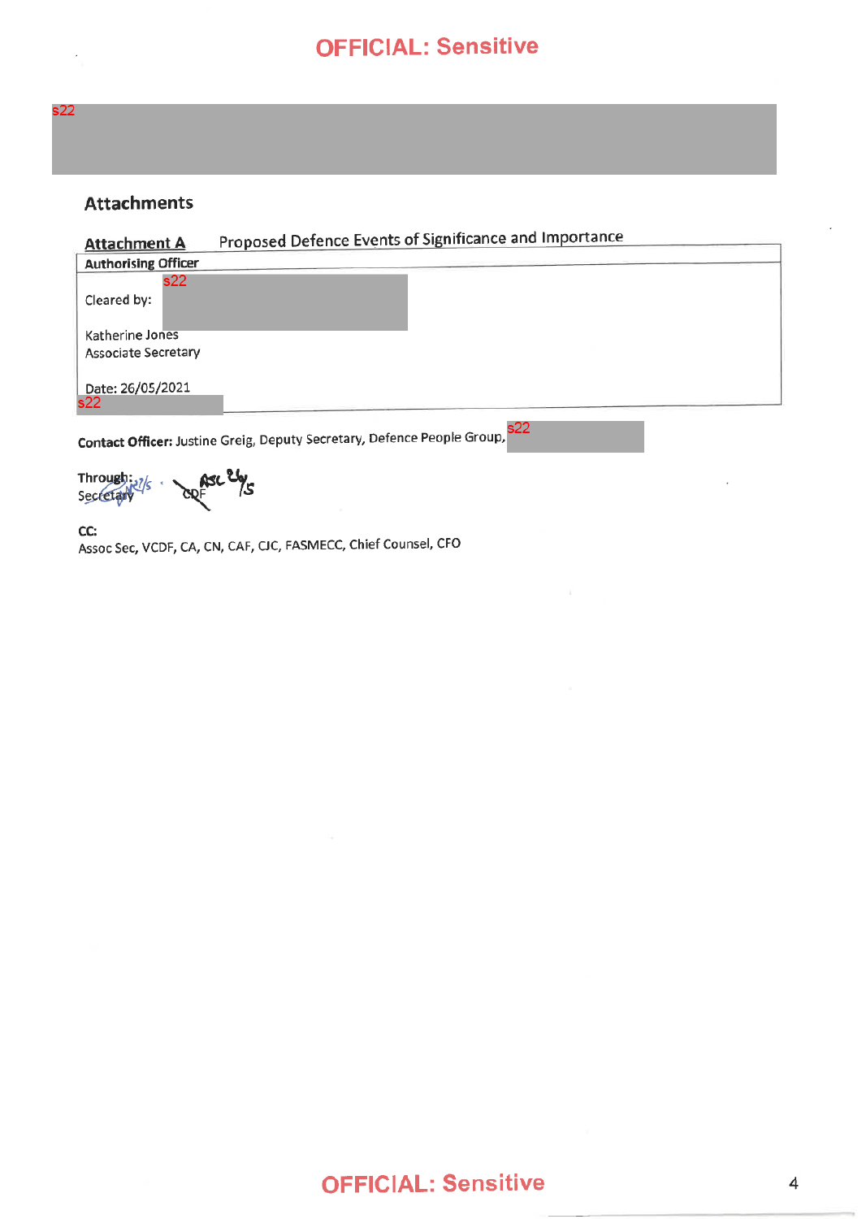s22

## Attachments

**Attachment A** Proposed Defence Events of Significance and Importance

| **Authorising Officer** |
|---|
| Cleared by: s22<br><br>Katherine Jones<br>Associate Secretary<br><br>Date: 26/05/2021<br>s22 |

**Contact Officer:** Justine Greig, Deputy Secretary, Defence People Group, s22

**Through:**
Secretary
CDF

**CC:**
Assoc Sec, VCDF, CA, CN, CAF, CJC, FASMECC, Chief Counsel, CFO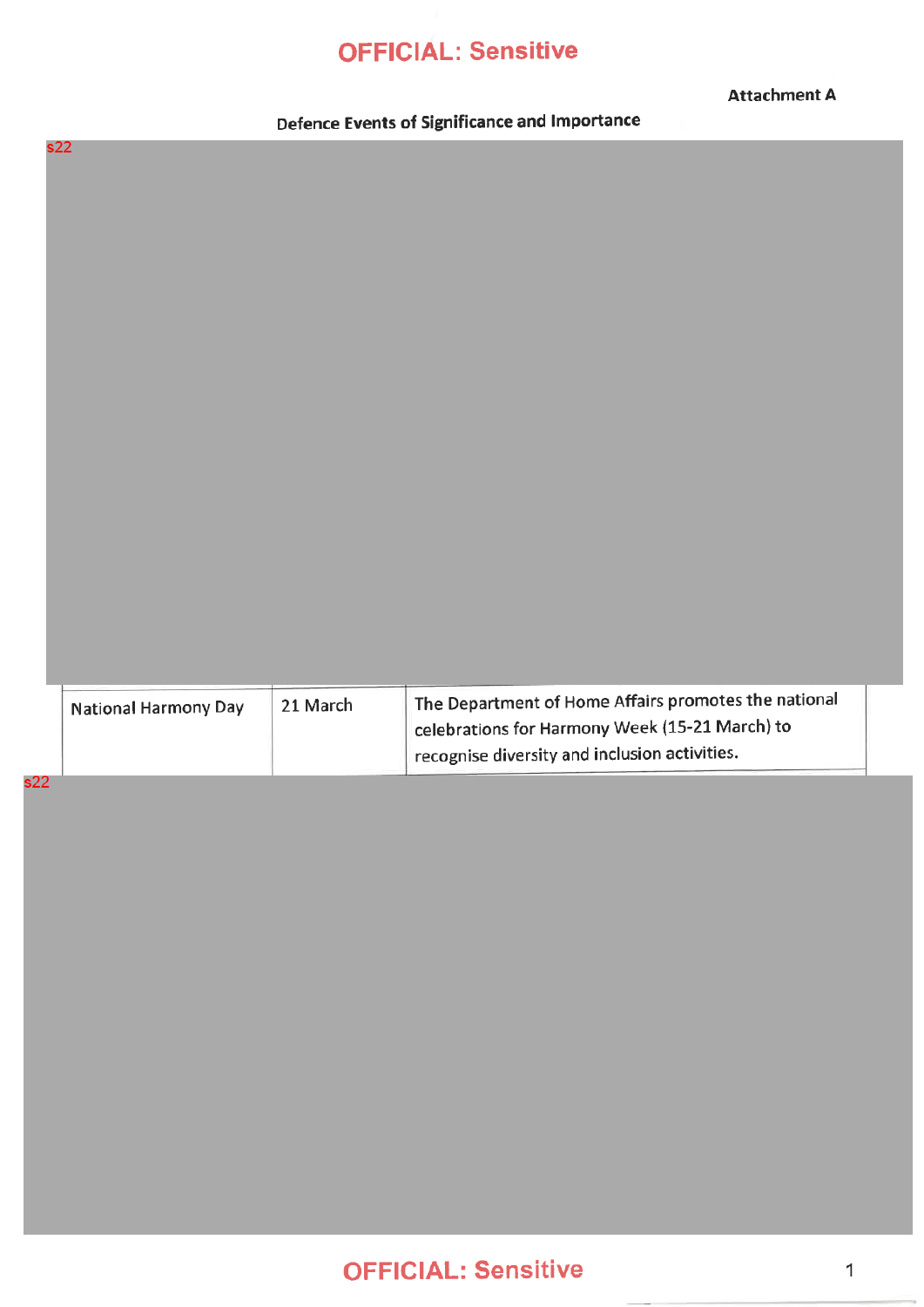**Attachment A**

**Defence Events of Significance and Importance**

s22

| | | |
|---|---|---|
| National Harmony Day | 21 March | The Department of Home Affairs promotes the national celebrations for Harmony Week (15-21 March) to recognise diversity and inclusion activities. |

s22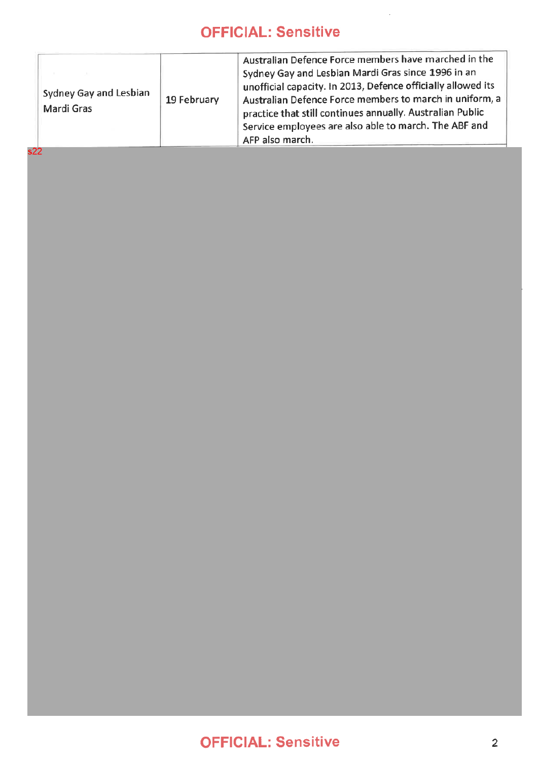| | | |
|---|---|---|
| Sydney Gay and Lesbian Mardi Gras | 19 February | Australian Defence Force members have marched in the Sydney Gay and Lesbian Mardi Gras since 1996 in an unofficial capacity. In 2013, Defence officially allowed its Australian Defence Force members to march in uniform, a practice that still continues annually. Australian Public Service employees are also able to march. The ABF and AFP also march. |

s22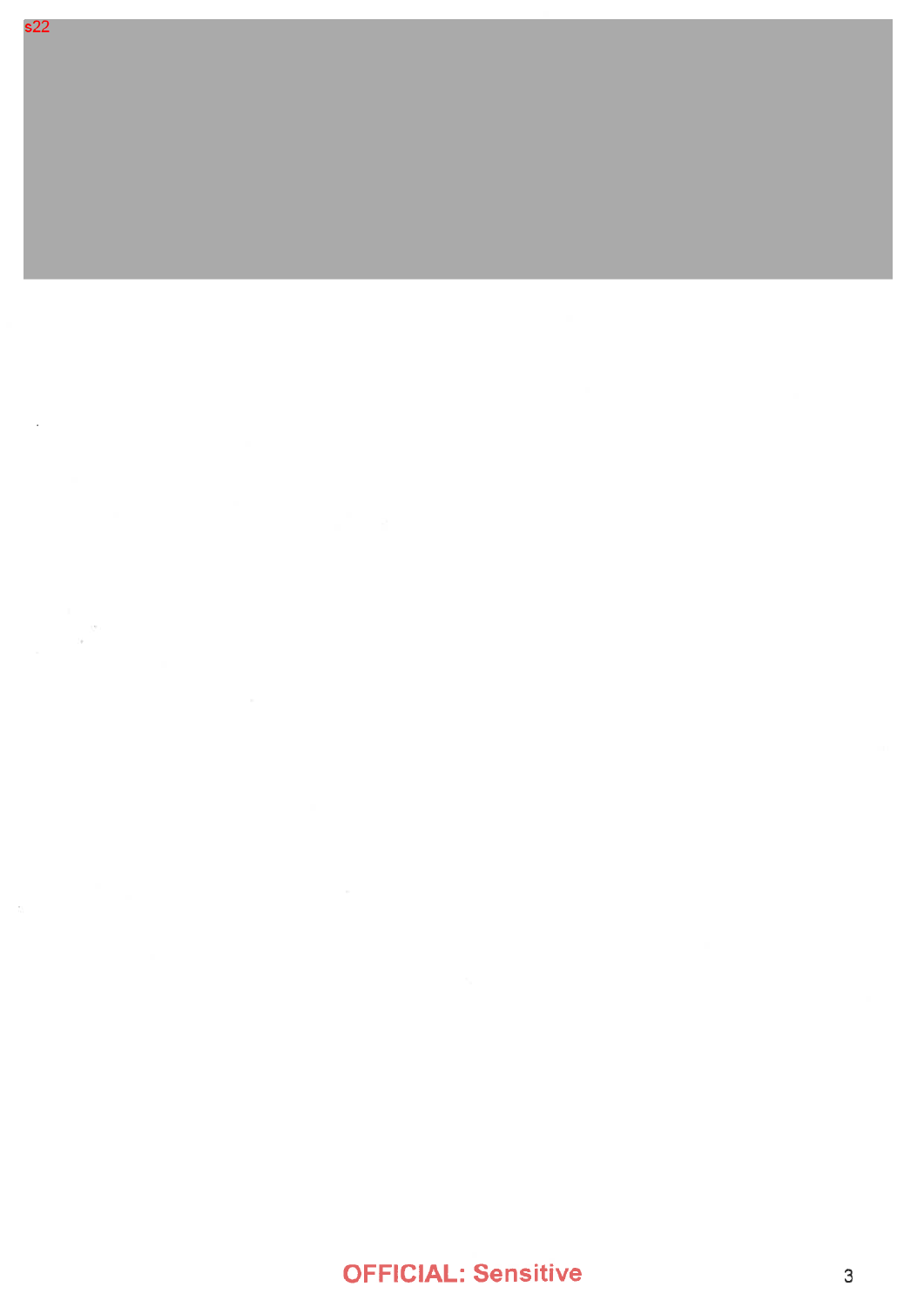s22